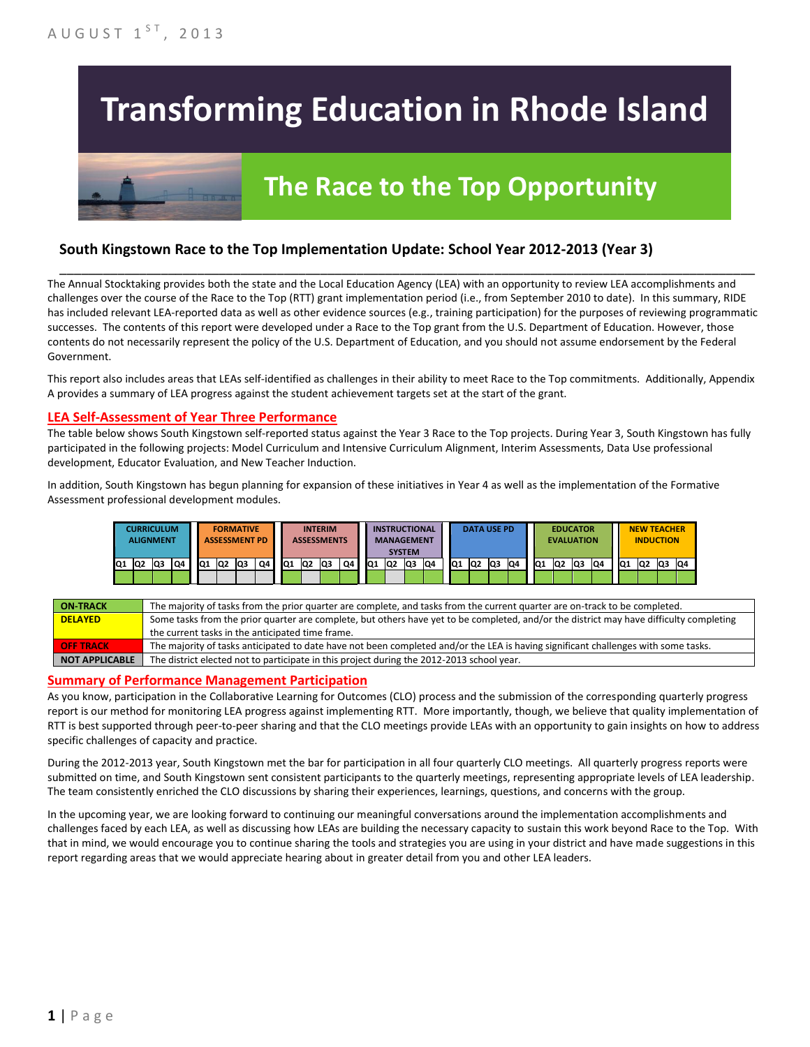AUGUST 1ST, 2013

# Transforming Education in Rhode Island

## The Race to the Top Opportunity

### South Kingstown Race to the Top Implementation Update: School Year 2012-2013 (Year 3)

The Annual Stocktaking provides both the state and the Local Education Agency (LEA) with an opportunity to review LEA accomplishments and challenges over the course of the Race to the Top (RTT) grant implementation period (i.e., from September 2010 to date). In this summary, RIDE has included relevant LEA-reported data as well as other evidence sources (e.g., training participation) for the purposes of reviewing programmatic successes. The contents of this report were developed under a Race to the Top grant from the U.S. Department of Education. However, those contents do not necessarily represent the policy of the U.S. Department of Education, and you should not assume endorsement by the Federal Government.

This report also includes areas that LEAs self-identified as challenges in their ability to meet Race to the Top commitments. Additionally, Appendix A provides a summary of LEA progress against the student achievement targets set at the start of the grant.

## LEA Self-Assessment of Year Three Performance

The table below shows South Kingstown self-reported status against the Year 3 Race to the Top projects. During Year 3, South Kingstown has fully participated in the following projects: Model Curriculum and Intensive Curriculum Alignment, Interim Assessments, Data Use professional development, Educator Evaluation, and New Teacher Induction.

In addition, South Kingstown has begun planning for expansion of these initiatives in Year 4 as well as the implementation of the Formative Assessment professional development modules.

| CURRICULUM ALIGNMENT | | | | FORMATIVE ASSESSMENT PD | | | | INTERIM ASSESSMENTS | | | | INSTRUCTIONAL MANAGEMENT SYSTEM | | | | DATA USE PD | | | | EDUCATOR EVALUATION | | | | NEW TEACHER INDUCTION | | | |
|---|---|---|---|---|---|---|---|---|---|---|---|---|---|---|---|---|---|---|---|---|---|---|---|---|---|---|---|
| Q1 | Q2 | Q3 | Q4 | Q1 | Q2 | Q3 | Q4 | Q1 | Q2 | Q3 | Q4 | Q1 | Q2 | Q3 | Q4 | Q1 | Q2 | Q3 | Q4 | Q1 | Q2 | Q3 | Q4 | Q1 | Q2 | Q3 | Q4 |
| On-Track | On-Track | On-Track | On-Track | Not Applicable | Not Applicable | Not Applicable | Not Applicable | On-Track | Not Applicable | On-Track | On-Track | On-Track | Not Applicable | On-Track | On-Track | On-Track | On-Track | On-Track | On-Track | On-Track | On-Track | On-Track | On-Track | On-Track | On-Track | On-Track | On-Track |

| | |
|---|---|
| ON-TRACK | The majority of tasks from the prior quarter are complete, and tasks from the current quarter are on-track to be completed. |
| DELAYED | Some tasks from the prior quarter are complete, but others have yet to be completed, and/or the district may have difficulty completing the current tasks in the anticipated time frame. |
| OFF TRACK | The majority of tasks anticipated to date have not been completed and/or the LEA is having significant challenges with some tasks. |
| NOT APPLICABLE | The district elected not to participate in this project during the 2012-2013 school year. |

## Summary of Performance Management Participation

As you know, participation in the Collaborative Learning for Outcomes (CLO) process and the submission of the corresponding quarterly progress report is our method for monitoring LEA progress against implementing RTT. More importantly, though, we believe that quality implementation of RTT is best supported through peer-to-peer sharing and that the CLO meetings provide LEAs with an opportunity to gain insights on how to address specific challenges of capacity and practice.

During the 2012-2013 year, South Kingstown met the bar for participation in all four quarterly CLO meetings. All quarterly progress reports were submitted on time, and South Kingstown sent consistent participants to the quarterly meetings, representing appropriate levels of LEA leadership. The team consistently enriched the CLO discussions by sharing their experiences, learnings, questions, and concerns with the group.

In the upcoming year, we are looking forward to continuing our meaningful conversations around the implementation accomplishments and challenges faced by each LEA, as well as discussing how LEAs are building the necessary capacity to sustain this work beyond Race to the Top. With that in mind, we would encourage you to continue sharing the tools and strategies you are using in your district and have made suggestions in this report regarding areas that we would appreciate hearing about in greater detail from you and other LEA leaders.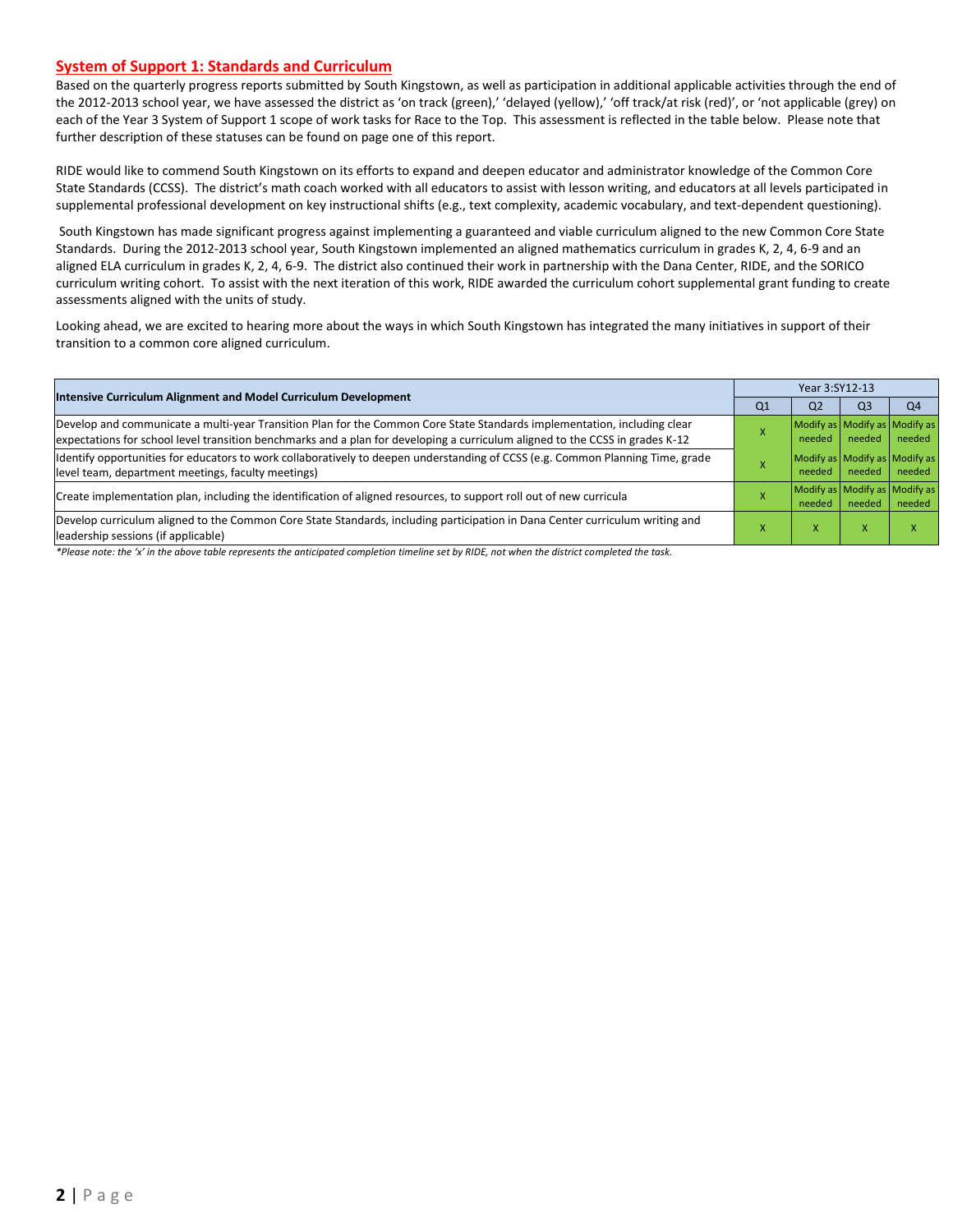## System of Support 1: Standards and Curriculum

Based on the quarterly progress reports submitted by South Kingstown, as well as participation in additional applicable activities through the end of the 2012-2013 school year, we have assessed the district as 'on track (green),' 'delayed (yellow),' 'off track/at risk (red)', or 'not applicable (grey) on each of the Year 3 System of Support 1 scope of work tasks for Race to the Top. This assessment is reflected in the table below. Please note that further description of these statuses can be found on page one of this report.

RIDE would like to commend South Kingstown on its efforts to expand and deepen educator and administrator knowledge of the Common Core State Standards (CCSS). The district's math coach worked with all educators to assist with lesson writing, and educators at all levels participated in supplemental professional development on key instructional shifts (e.g., text complexity, academic vocabulary, and text-dependent questioning).

South Kingstown has made significant progress against implementing a guaranteed and viable curriculum aligned to the new Common Core State Standards. During the 2012-2013 school year, South Kingstown implemented an aligned mathematics curriculum in grades K, 2, 4, 6-9 and an aligned ELA curriculum in grades K, 2, 4, 6-9. The district also continued their work in partnership with the Dana Center, RIDE, and the SORICO curriculum writing cohort. To assist with the next iteration of this work, RIDE awarded the curriculum cohort supplemental grant funding to create assessments aligned with the units of study.

Looking ahead, we are excited to hearing more about the ways in which South Kingstown has integrated the many initiatives in support of their transition to a common core aligned curriculum.

| Intensive Curriculum Alignment and Model Curriculum Development | Year 3:SY12-13 | | | |
|---|---|---|---|---|
| | Q1 | Q2 | Q3 | Q4 |
| Develop and communicate a multi-year Transition Plan for the Common Core State Standards implementation, including clear expectations for school level transition benchmarks and a plan for developing a curriculum aligned to the CCSS in grades K-12 | X | Modify as needed | Modify as needed | Modify as needed |
| Identify opportunities for educators to work collaboratively to deepen understanding of CCSS (e.g. Common Planning Time, grade level team, department meetings, faculty meetings) | X | Modify as needed | Modify as needed | Modify as needed |
| Create implementation plan, including the identification of aligned resources, to support roll out of new curricula | X | Modify as needed | Modify as needed | Modify as needed |
| Develop curriculum aligned to the Common Core State Standards, including participation in Dana Center curriculum writing and leadership sessions (if applicable) | X | X | X | X |

*\*Please note: the 'x' in the above table represents the anticipated completion timeline set by RIDE, not when the district completed the task.*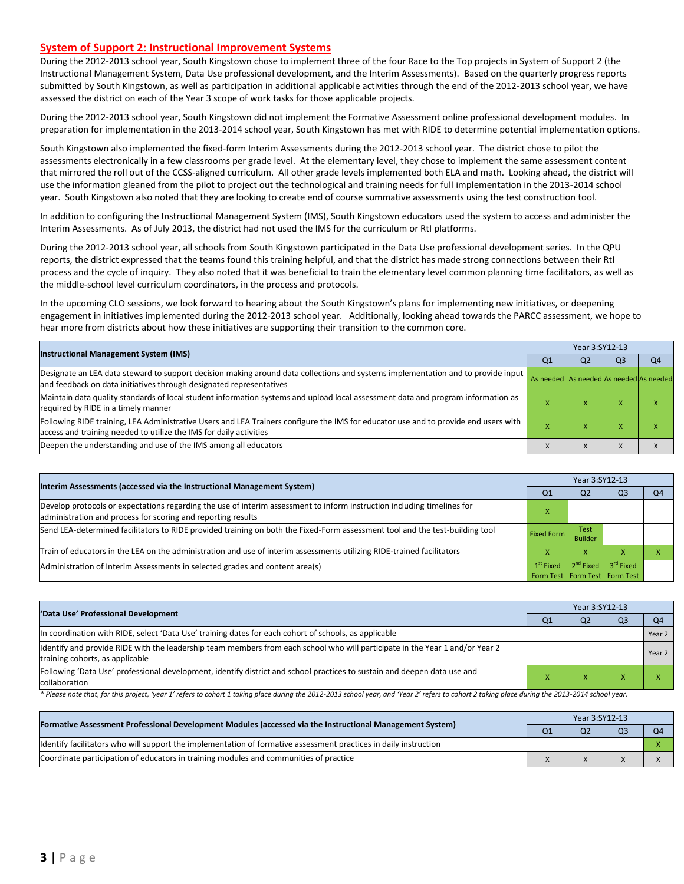## System of Support 2: Instructional Improvement Systems

During the 2012-2013 school year, South Kingstown chose to implement three of the four Race to the Top projects in System of Support 2 (the Instructional Management System, Data Use professional development, and the Interim Assessments). Based on the quarterly progress reports submitted by South Kingstown, as well as participation in additional applicable activities through the end of the 2012-2013 school year, we have assessed the district on each of the Year 3 scope of work tasks for those applicable projects.

During the 2012-2013 school year, South Kingstown did not implement the Formative Assessment online professional development modules. In preparation for implementation in the 2013-2014 school year, South Kingstown has met with RIDE to determine potential implementation options.

South Kingstown also implemented the fixed-form Interim Assessments during the 2012-2013 school year. The district chose to pilot the assessments electronically in a few classrooms per grade level. At the elementary level, they chose to implement the same assessment content that mirrored the roll out of the CCSS-aligned curriculum. All other grade levels implemented both ELA and math. Looking ahead, the district will use the information gleaned from the pilot to project out the technological and training needs for full implementation in the 2013-2014 school year. South Kingstown also noted that they are looking to create end of course summative assessments using the test construction tool.

In addition to configuring the Instructional Management System (IMS), South Kingstown educators used the system to access and administer the Interim Assessments. As of July 2013, the district had not used the IMS for the curriculum or RtI platforms.

During the 2012-2013 school year, all schools from South Kingstown participated in the Data Use professional development series. In the QPU reports, the district expressed that the teams found this training helpful, and that the district has made strong connections between their RtI process and the cycle of inquiry. They also noted that it was beneficial to train the elementary level common planning time facilitators, as well as the middle-school level curriculum coordinators, in the process and protocols.

In the upcoming CLO sessions, we look forward to hearing about the South Kingstown's plans for implementing new initiatives, or deepening engagement in initiatives implemented during the 2012-2013 school year. Additionally, looking ahead towards the PARCC assessment, we hope to hear more from districts about how these initiatives are supporting their transition to the common core.

| Instructional Management System (IMS) | Year 3:SY12-13 | | | |
|---|---|---|---|---|
| | Q1 | Q2 | Q3 | Q4 |
| Designate an LEA data steward to support decision making around data collections and systems implementation and to provide input and feedback on data initiatives through designated representatives | As needed | As needed | As needed | As needed |
| Maintain data quality standards of local student information systems and upload local assessment data and program information as required by RIDE in a timely manner | x | x | x | x |
| Following RIDE training, LEA Administrative Users and LEA Trainers configure the IMS for educator use and to provide end users with access and training needed to utilize the IMS for daily activities | x | x | x | x |
| Deepen the understanding and use of the IMS among all educators | x | x | x | x |

| Interim Assessments (accessed via the Instructional Management System) | Year 3:SY12-13 | | | |
|---|---|---|---|---|
| | Q1 | Q2 | Q3 | Q4 |
| Develop protocols or expectations regarding the use of interim assessment to inform instruction including timelines for administration and process for scoring and reporting results | x | | | |
| Send LEA-determined facilitators to RIDE provided training on both the Fixed-Form assessment tool and the test-building tool | Fixed Form | Test Builder | | |
| Train of educators in the LEA on the administration and use of interim assessments utilizing RIDE-trained facilitators | x | x | x | x |
| Administration of Interim Assessments in selected grades and content area(s) | 1st Fixed Form Test | 2nd Fixed Form Test | 3rd Fixed Form Test | |

| 'Data Use' Professional Development | Year 3:SY12-13 | | | |
|---|---|---|---|---|
| | Q1 | Q2 | Q3 | Q4 |
| In coordination with RIDE, select 'Data Use' training dates for each cohort of schools, as applicable | | | | Year 2 |
| Identify and provide RIDE with the leadership team members from each school who will participate in the Year 1 and/or Year 2 training cohorts, as applicable | | | | Year 2 |
| Following 'Data Use' professional development, identify district and school practices to sustain and deepen data use and collaboration | x | x | x | x |

* Please note that, for this project, 'year 1' refers to cohort 1 taking place during the 2012-2013 school year, and 'Year 2' refers to cohort 2 taking place during the 2013-2014 school year.

| Formative Assessment Professional Development Modules (accessed via the Instructional Management System) | Year 3:SY12-13 | | | |
|---|---|---|---|---|
| | Q1 | Q2 | Q3 | Q4 |
| Identify facilitators who will support the implementation of formative assessment practices in daily instruction | | | | x |
| Coordinate participation of educators in training modules and communities of practice | x | x | x | x |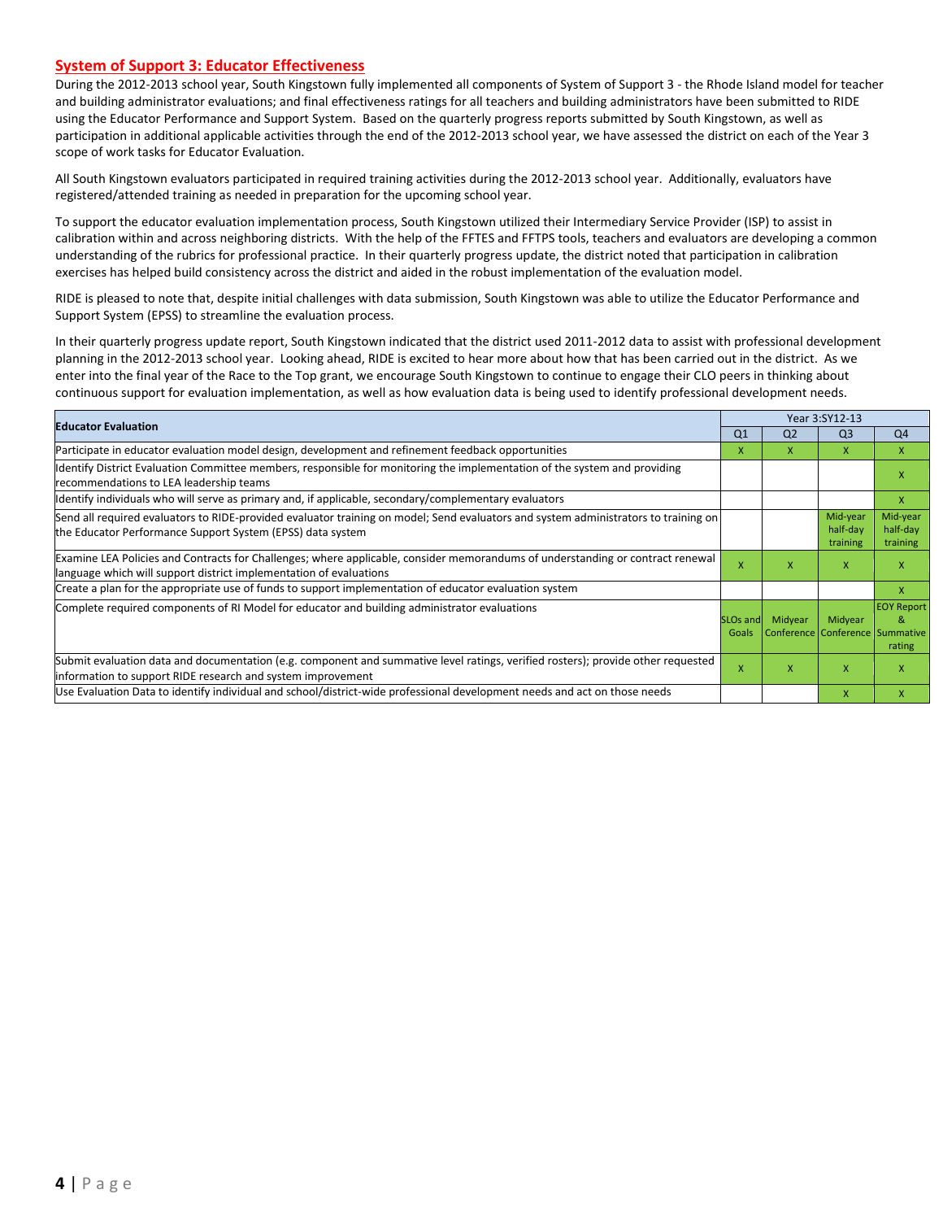## System of Support 3: Educator Effectiveness

During the 2012-2013 school year, South Kingstown fully implemented all components of System of Support 3 - the Rhode Island model for teacher and building administrator evaluations; and final effectiveness ratings for all teachers and building administrators have been submitted to RIDE using the Educator Performance and Support System. Based on the quarterly progress reports submitted by South Kingstown, as well as participation in additional applicable activities through the end of the 2012-2013 school year, we have assessed the district on each of the Year 3 scope of work tasks for Educator Evaluation.

All South Kingstown evaluators participated in required training activities during the 2012-2013 school year. Additionally, evaluators have registered/attended training as needed in preparation for the upcoming school year.

To support the educator evaluation implementation process, South Kingstown utilized their Intermediary Service Provider (ISP) to assist in calibration within and across neighboring districts. With the help of the FFTES and FFTPS tools, teachers and evaluators are developing a common understanding of the rubrics for professional practice. In their quarterly progress update, the district noted that participation in calibration exercises has helped build consistency across the district and aided in the robust implementation of the evaluation model.

RIDE is pleased to note that, despite initial challenges with data submission, South Kingstown was able to utilize the Educator Performance and Support System (EPSS) to streamline the evaluation process.

In their quarterly progress update report, South Kingstown indicated that the district used 2011-2012 data to assist with professional development planning in the 2012-2013 school year. Looking ahead, RIDE is excited to hear more about how that has been carried out in the district. As we enter into the final year of the Race to the Top grant, we encourage South Kingstown to continue to engage their CLO peers in thinking about continuous support for evaluation implementation, as well as how evaluation data is being used to identify professional development needs.

| Educator Evaluation | Year 3:SY12-13 | | | |
|---|---|---|---|---|
| | Q1 | Q2 | Q3 | Q4 |
| Participate in educator evaluation model design, development and refinement feedback opportunities | X | X | X | X |
| Identify District Evaluation Committee members, responsible for monitoring the implementation of the system and providing recommendations to LEA leadership teams | | | | X |
| Identify individuals who will serve as primary and, if applicable, secondary/complementary evaluators | | | | X |
| Send all required evaluators to RIDE-provided evaluator training on model; Send evaluators and system administrators to training on the Educator Performance Support System (EPSS) data system | | | Mid-year half-day training | Mid-year half-day training |
| Examine LEA Policies and Contracts for Challenges; where applicable, consider memorandums of understanding or contract renewal language which will support district implementation of evaluations | X | X | X | X |
| Create a plan for the appropriate use of funds to support implementation of educator evaluation system | | | | X |
| Complete required components of RI Model for educator and building administrator evaluations | SLOs and Goals | Midyear Conference | Midyear Conference | EOY Report & Summative rating |
| Submit evaluation data and documentation (e.g. component and summative level ratings, verified rosters); provide other requested information to support RIDE research and system improvement | X | X | X | X |
| Use Evaluation Data to identify individual and school/district-wide professional development needs and act on those needs | | | X | X |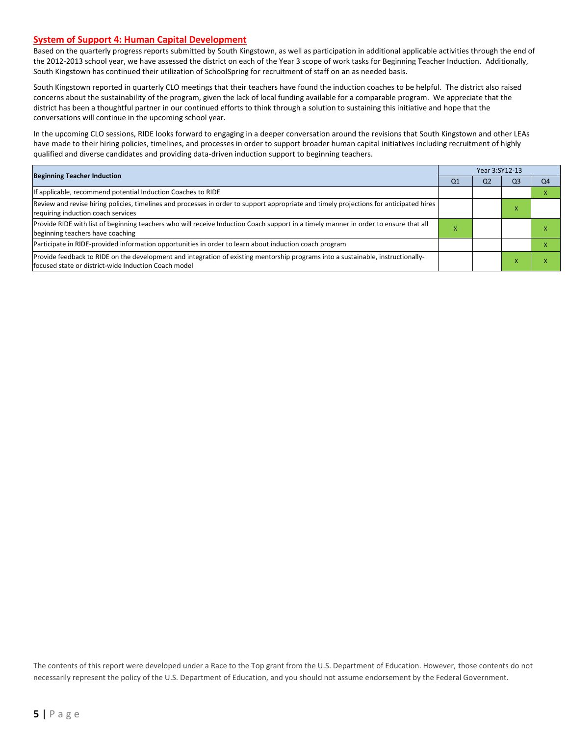## System of Support 4: Human Capital Development

Based on the quarterly progress reports submitted by South Kingstown, as well as participation in additional applicable activities through the end of the 2012-2013 school year, we have assessed the district on each of the Year 3 scope of work tasks for Beginning Teacher Induction. Additionally, South Kingstown has continued their utilization of SchoolSpring for recruitment of staff on an as needed basis.

South Kingstown reported in quarterly CLO meetings that their teachers have found the induction coaches to be helpful. The district also raised concerns about the sustainability of the program, given the lack of local funding available for a comparable program. We appreciate that the district has been a thoughtful partner in our continued efforts to think through a solution to sustaining this initiative and hope that the conversations will continue in the upcoming school year.

In the upcoming CLO sessions, RIDE looks forward to engaging in a deeper conversation around the revisions that South Kingstown and other LEAs have made to their hiring policies, timelines, and processes in order to support broader human capital initiatives including recruitment of highly qualified and diverse candidates and providing data-driven induction support to beginning teachers.

| Beginning Teacher Induction | Year 3:SY12-13 | | | |
|---|---|---|---|---|
| | Q1 | Q2 | Q3 | Q4 |
| If applicable, recommend potential Induction Coaches to RIDE | | | | x |
| Review and revise hiring policies, timelines and processes in order to support appropriate and timely projections for anticipated hires requiring induction coach services | | | x | |
| Provide RIDE with list of beginning teachers who will receive Induction Coach support in a timely manner in order to ensure that all beginning teachers have coaching | x | | | x |
| Participate in RIDE-provided information opportunities in order to learn about induction coach program | | | | x |
| Provide feedback to RIDE on the development and integration of existing mentorship programs into a sustainable, instructionally-focused state or district-wide Induction Coach model | | | x | x |

The contents of this report were developed under a Race to the Top grant from the U.S. Department of Education. However, those contents do not necessarily represent the policy of the U.S. Department of Education, and you should not assume endorsement by the Federal Government.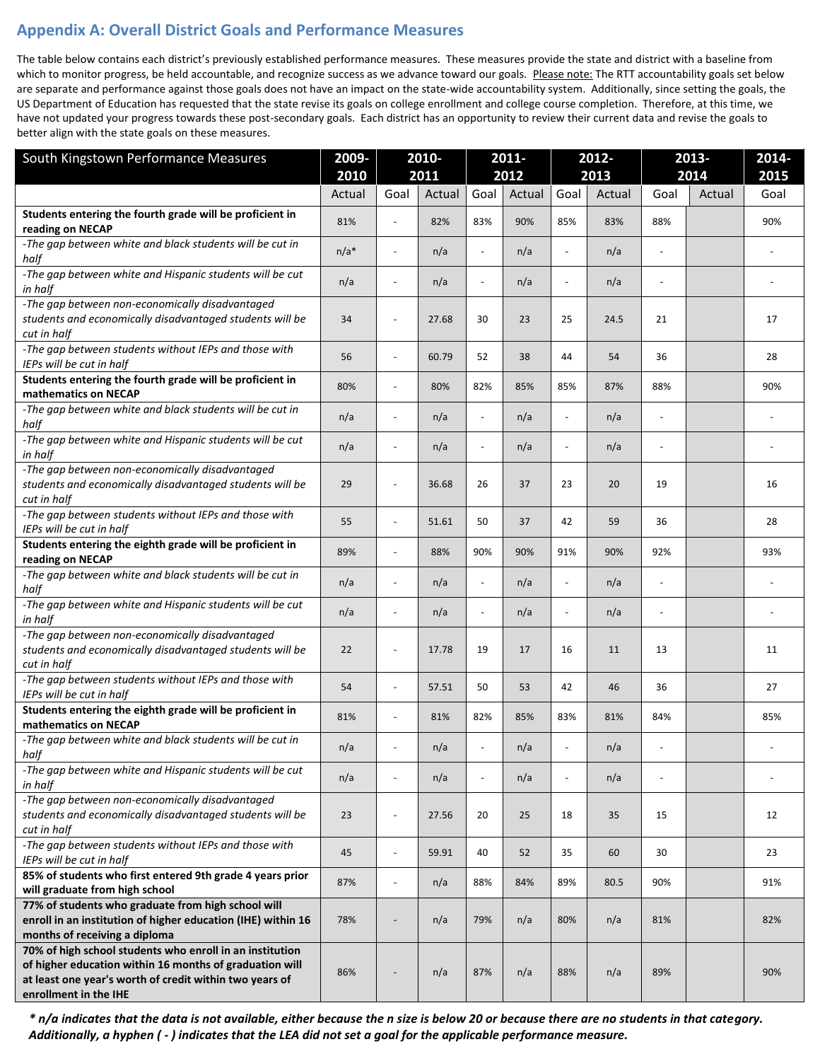## Appendix A: Overall District Goals and Performance Measures

The table below contains each district's previously established performance measures. These measures provide the state and district with a baseline from which to monitor progress, be held accountable, and recognize success as we advance toward our goals. Please note: The RTT accountability goals set below are separate and performance against those goals does not have an impact on the state-wide accountability system. Additionally, since setting the goals, the US Department of Education has requested that the state revise its goals on college enrollment and college course completion. Therefore, at this time, we have not updated your progress towards these post-secondary goals. Each district has an opportunity to review their current data and revise the goals to better align with the state goals on these measures.

| South Kingstown Performance Measures | 2009-2010 | 2010-2011 | | 2011-2012 | | 2012-2013 | | 2013-2014 | | 2014-2015 |
|---|---|---|---|---|---|---|---|---|---|---|
| | Actual | Goal | Actual | Goal | Actual | Goal | Actual | Goal | Actual | Goal |
| **Students entering the fourth grade will be proficient in reading on NECAP** | 81% | - | 82% | 83% | 90% | 85% | 83% | 88% | | 90% |
| *-The gap between white and black students will be cut in half* | n/a* | - | n/a | - | n/a | - | n/a | - | | - |
| *-The gap between white and Hispanic students will be cut in half* | n/a | - | n/a | - | n/a | - | n/a | - | | - |
| *-The gap between non-economically disadvantaged students and economically disadvantaged students will be cut in half* | 34 | - | 27.68 | 30 | 23 | 25 | 24.5 | 21 | | 17 |
| *-The gap between students without IEPs and those with IEPs will be cut in half* | 56 | - | 60.79 | 52 | 38 | 44 | 54 | 36 | | 28 |
| **Students entering the fourth grade will be proficient in mathematics on NECAP** | 80% | - | 80% | 82% | 85% | 85% | 87% | 88% | | 90% |
| *-The gap between white and black students will be cut in half* | n/a | - | n/a | - | n/a | - | n/a | - | | - |
| *-The gap between white and Hispanic students will be cut in half* | n/a | - | n/a | - | n/a | - | n/a | - | | - |
| *-The gap between non-economically disadvantaged students and economically disadvantaged students will be cut in half* | 29 | - | 36.68 | 26 | 37 | 23 | 20 | 19 | | 16 |
| *-The gap between students without IEPs and those with IEPs will be cut in half* | 55 | - | 51.61 | 50 | 37 | 42 | 59 | 36 | | 28 |
| **Students entering the eighth grade will be proficient in reading on NECAP** | 89% | - | 88% | 90% | 90% | 91% | 90% | 92% | | 93% |
| *-The gap between white and black students will be cut in half* | n/a | - | n/a | - | n/a | - | n/a | - | | - |
| *-The gap between white and Hispanic students will be cut in half* | n/a | - | n/a | - | n/a | - | n/a | - | | - |
| *-The gap between non-economically disadvantaged students and economically disadvantaged students will be cut in half* | 22 | - | 17.78 | 19 | 17 | 16 | 11 | 13 | | 11 |
| *-The gap between students without IEPs and those with IEPs will be cut in half* | 54 | - | 57.51 | 50 | 53 | 42 | 46 | 36 | | 27 |
| **Students entering the eighth grade will be proficient in mathematics on NECAP** | 81% | - | 81% | 82% | 85% | 83% | 81% | 84% | | 85% |
| *-The gap between white and black students will be cut in half* | n/a | - | n/a | - | n/a | - | n/a | - | | - |
| *-The gap between white and Hispanic students will be cut in half* | n/a | - | n/a | - | n/a | - | n/a | - | | - |
| *-The gap between non-economically disadvantaged students and economically disadvantaged students will be cut in half* | 23 | - | 27.56 | 20 | 25 | 18 | 35 | 15 | | 12 |
| *-The gap between students without IEPs and those with IEPs will be cut in half* | 45 | - | 59.91 | 40 | 52 | 35 | 60 | 30 | | 23 |
| **85% of students who first entered 9th grade 4 years prior will graduate from high school** | 87% | - | n/a | 88% | 84% | 89% | 80.5 | 90% | | 91% |
| **77% of students who graduate from high school will enroll in an institution of higher education (IHE) within 16 months of receiving a diploma** | 78% | - | n/a | 79% | n/a | 80% | n/a | 81% | | 82% |
| **70% of high school students who enroll in an institution of higher education within 16 months of graduation will at least one year's worth of credit within two years of enrollment in the IHE** | 86% | - | n/a | 87% | n/a | 88% | n/a | 89% | | 90% |

***\* n/a indicates that the data is not available, either because the n size is below 20 or because there are no students in that category. Additionally, a hyphen ( - ) indicates that the LEA did not set a goal for the applicable performance measure.***